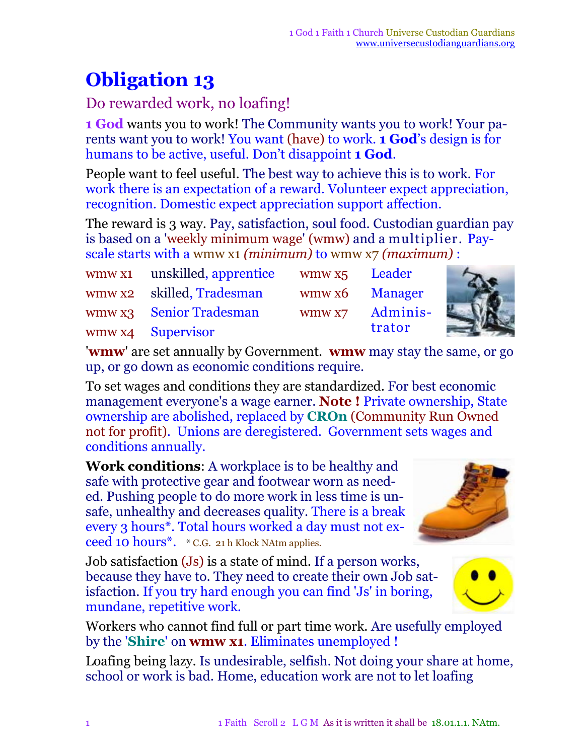# Obligation 13

## Do rewarded work, no loafing!

**1 God** wants you to work! The Community wants you to work! Your parents want you to work! You want (have) to work. **1 God**'s design is for humans to be active, useful. Don't disappoint **1 God**.

People want to feel useful. The best way to achieve this is to work. For work there is an expectation of a reward. Volunteer expect appreciation, recognition. Domestic expect appreciation support affection.

The reward is 3 way. Pay, satisfaction, soul food. Custodian guardian pay is based on a 'weekly minimum wage' (wmw) and a multiplier. Payscale starts with a wmw x1 *(minimum)* to wmw x7 *(maximum)* :

| | | | |
|---|---|---|---|
| wmw x1 | unskilled, apprentice | wmw x5 | Leader |
| wmw x2 | skilled, Tradesman | wmw x6 | Manager |
| wmw x3 | Senior Tradesman | wmw x7 | Administrator |
| wmw x4 | Supervisor | | |

'**wmw**' are set annually by Government. **wmw** may stay the same, or go up, or go down as economic conditions require.

To set wages and conditions they are standardized. For best economic management everyone's a wage earner. **Note !** Private ownership, State ownership are abolished, replaced by **CROn** (Community Run Owned not for profit). Unions are deregistered. Government sets wages and conditions annually.

**Work conditions**: A workplace is to be healthy and safe with protective gear and footwear worn as needed. Pushing people to do more work in less time is unsafe, unhealthy and decreases quality. There is a break every 3 hours*. Total hours worked a day must not exceed 10 hours*. * C.G. 21 h Klock NAtm applies.

Job satisfaction (Js) is a state of mind. If a person works, because they have to. They need to create their own Job satisfaction. If you try hard enough you can find 'Js' in boring, mundane, repetitive work.

Workers who cannot find full or part time work. Are usefully employed by the '**Shire**' on **wmw x1**. Eliminates unemployed !

Loafing being lazy. Is undesirable, selfish. Not doing your share at home, school or work is bad. Home, education work are not to let loafing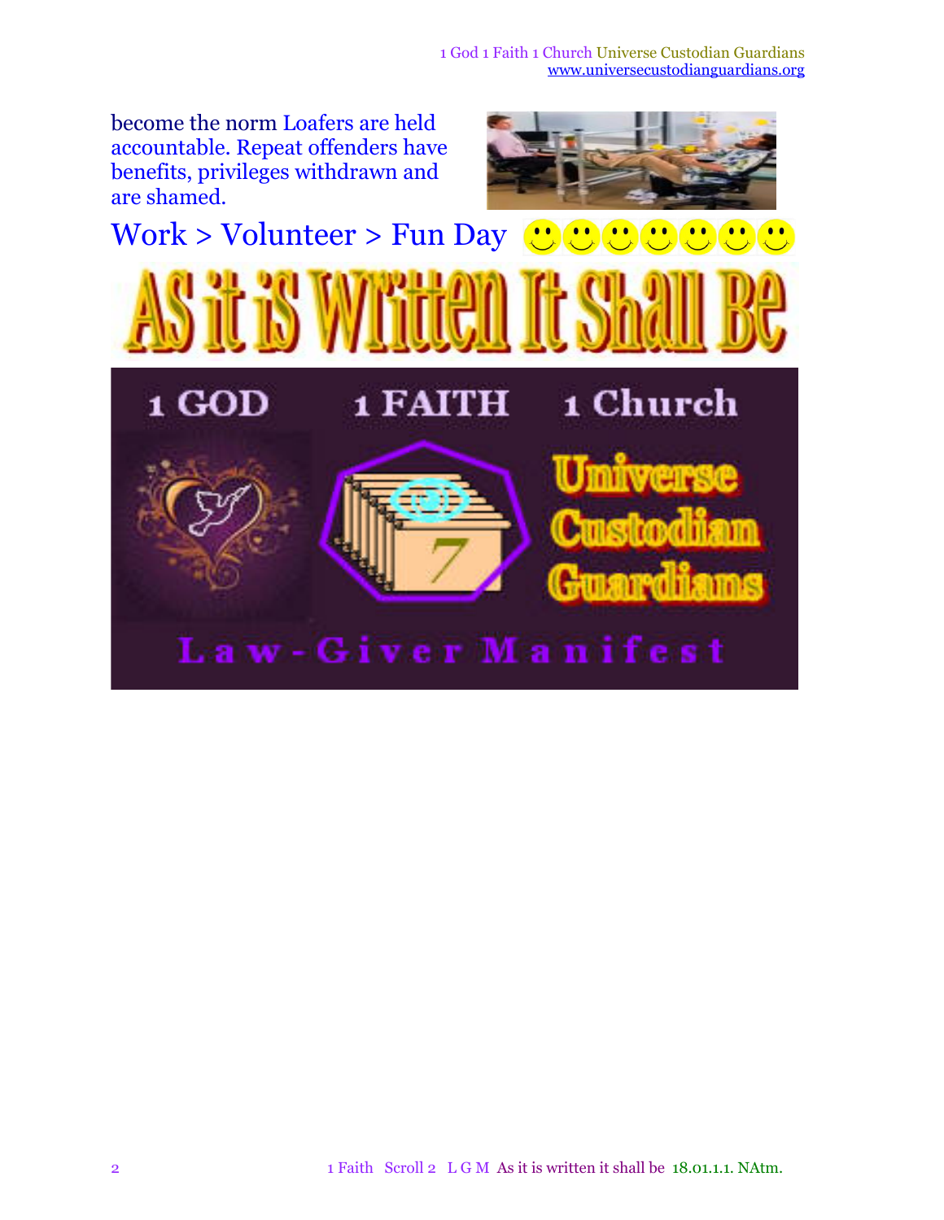become the norm Loafers are held accountable. Repeat offenders have benefits, privileges withdrawn and are shamed.

## Work > Volunteer > Fun Day

# AS it iS Written It Shall Be

1 GOD 1 FAITH 1 Church

Universe Custodian Guardians

7

Law-Giver Manifest